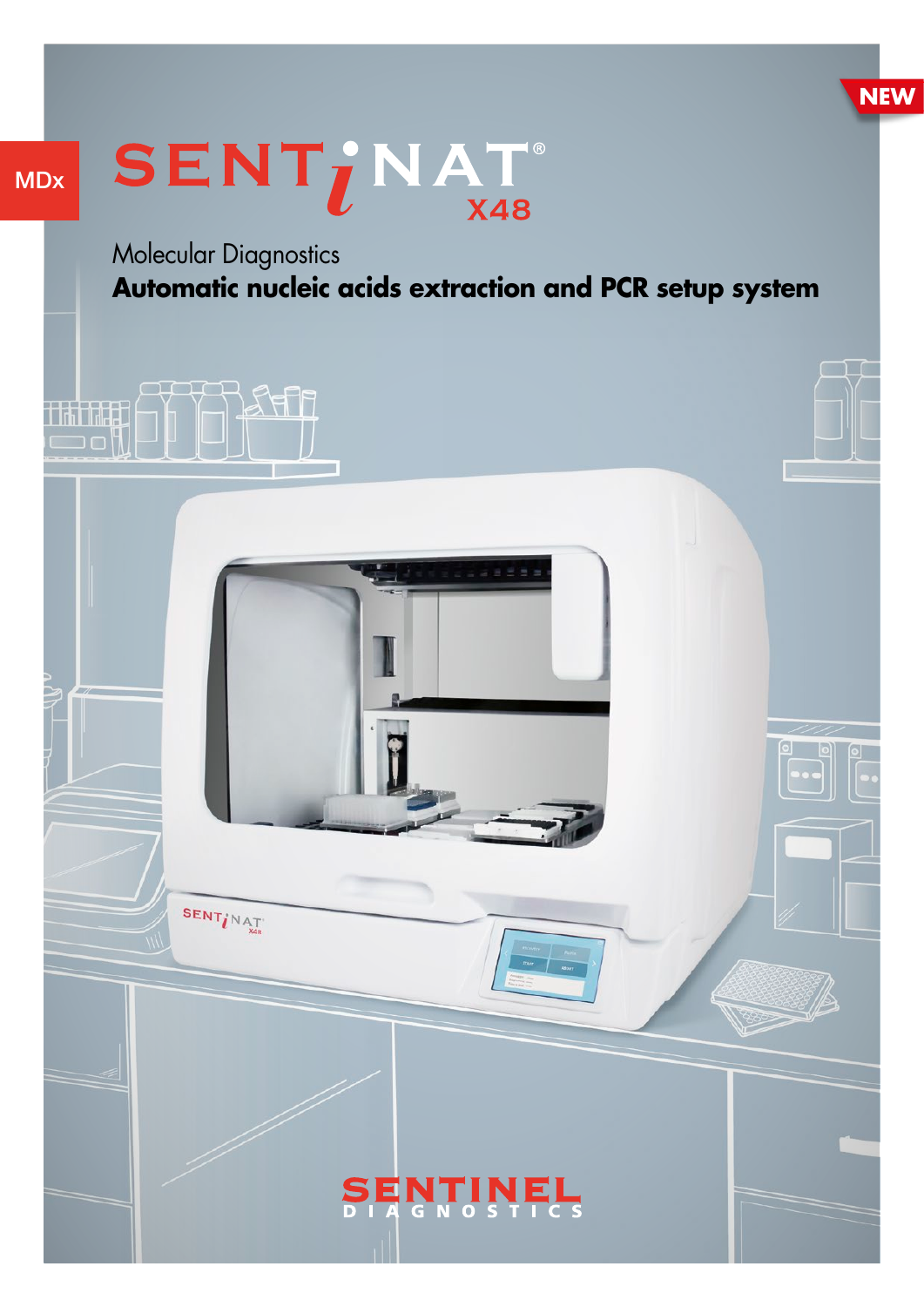MDx

NEW

# SENTiNAT® X48

Molecular Diagnostics

**Automatic nucleic acids extraction and PCR setup system**

SENTINEL DIAGNOSTICS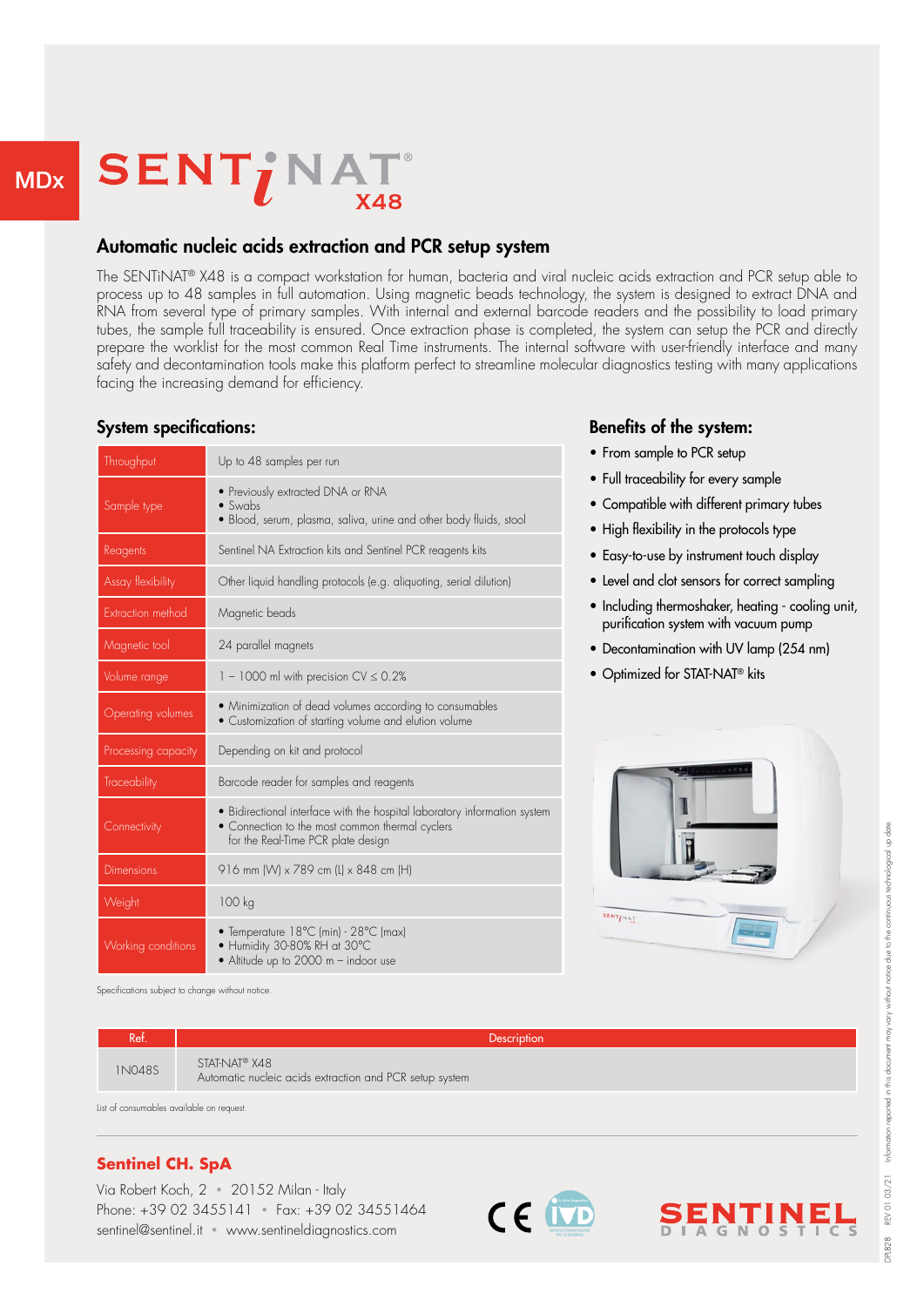MDx

# SENTiNAT® X48

## Automatic nucleic acids extraction and PCR setup system

The SENTiNAT® X48 is a compact workstation for human, bacteria and viral nucleic acids extraction and PCR setup able to process up to 48 samples in full automation. Using magnetic beads technology, the system is designed to extract DNA and RNA from several type of primary samples. With internal and external barcode readers and the possibility to load primary tubes, the sample full traceability is ensured. Once extraction phase is completed, the system can setup the PCR and directly prepare the worklist for the most common Real Time instruments. The internal software with user-friendly interface and many safety and decontamination tools make this platform perfect to streamline molecular diagnostics testing with many applications facing the increasing demand for efficiency.

### System specifications:

| | |
|---|---|
| Throughput | Up to 48 samples per run |
| Sample type | • Previously extracted DNA or RNA<br>• Swabs<br>• Blood, serum, plasma, saliva, urine and other body fluids, stool |
| Reagents | Sentinel NA Extraction kits and Sentinel PCR reagents kits |
| Assay flexibility | Other liquid handling protocols (e.g. aliquoting, serial dilution) |
| Extraction method | Magnetic beads |
| Magnetic tool | 24 parallel magnets |
| Volume range | 1 – 1000 ml with precision CV ≤ 0.2% |
| Operating volumes | • Minimization of dead volumes according to consumables<br>• Customization of starting volume and elution volume |
| Processing capacity | Depending on kit and protocol |
| Traceability | Barcode reader for samples and reagents |
| Connectivity | • Bidirectional interface with the hospital laboratory information system<br>• Connection to the most common thermal cyclers for the Real-Time PCR plate design |
| Dimensions | 916 mm (W) x 789 cm (L) x 848 cm (H) |
| Weight | 100 kg |
| Working conditions | • Temperature 18°C (min) - 28°C (max)<br>• Humidity 30-80% RH at 30°C<br>• Altitude up to 2000 m – indoor use |

Specifications subject to change without notice.

### Benefits of the system:

- From sample to PCR setup
- Full traceability for every sample
- Compatible with different primary tubes
- High flexibility in the protocols type
- Easy-to-use by instrument touch display
- Level and clot sensors for correct sampling
- Including thermoshaker, heating - cooling unit, purification system with vacuum pump
- Decontamination with UV lamp (254 nm)
- Optimized for STAT-NAT® kits

| Ref. | Description |
|---|---|
| 1N048S | STAT-NAT® X48<br>Automatic nucleic acids extraction and PCR setup system |

List of consumables available on request.

**Sentinel CH. SpA**

Via Robert Koch, 2 • 20152 Milan - Italy
Phone: +39 02 3455141 • Fax: +39 02 34551464
sentinel@sentinel.it • www.sentineldiagnostics.com

SENTINEL DIAGNOSTICS

DPL828 REV 01 03/21 Information reported in this document may vary without notice due to the continuous technological up date